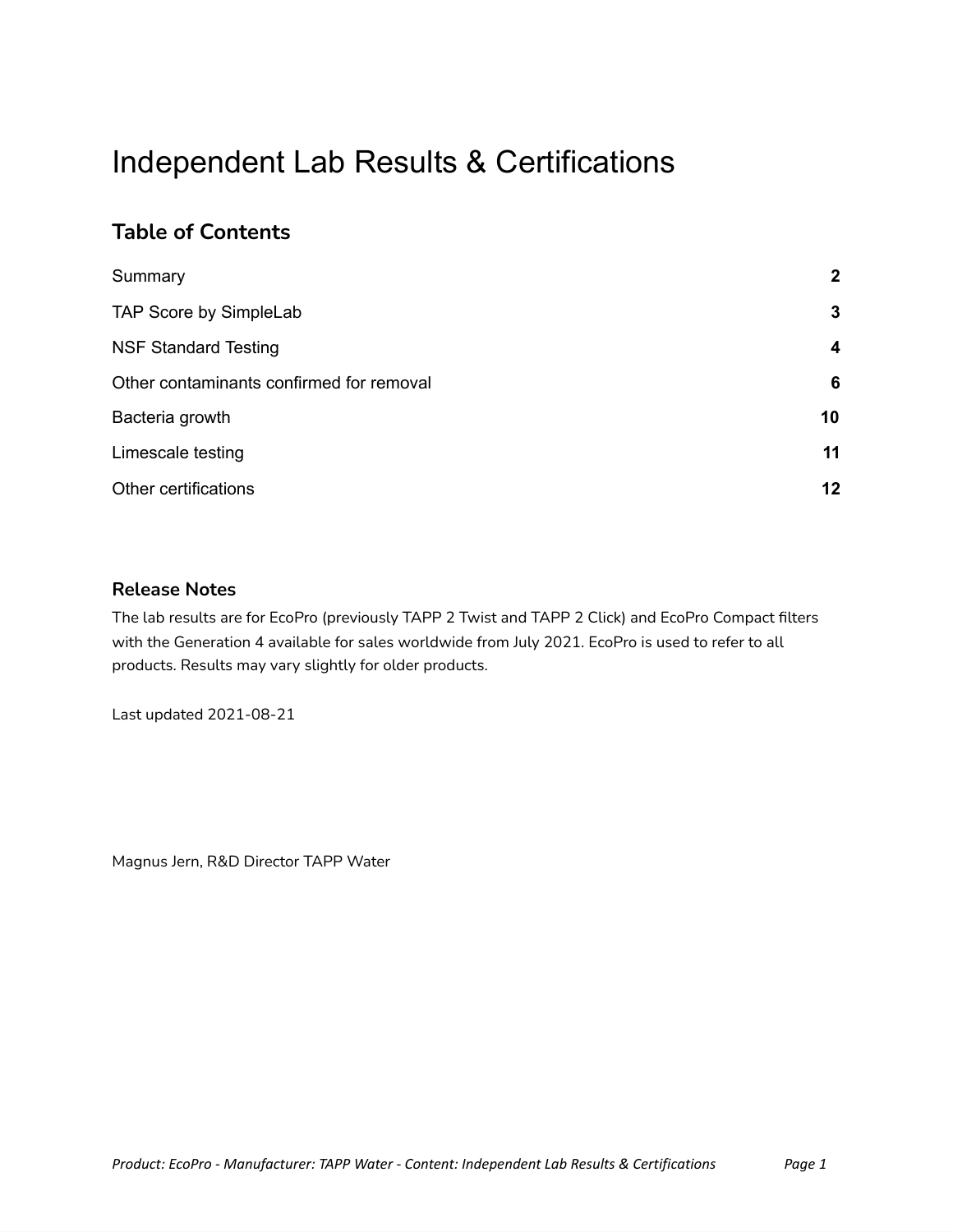# Independent Lab Results & Certifications

## Table of Contents

| | |
|---|---|
| Summary | **2** |
| TAP Score by SimpleLab | **3** |
| NSF Standard Testing | **4** |
| Other contaminants confirmed for removal | **6** |
| Bacteria growth | **10** |
| Limescale testing | **11** |
| Other certifications | **12** |

### Release Notes

The lab results are for EcoPro (previously TAPP 2 Twist and TAPP 2 Click) and EcoPro Compact filters with the Generation 4 available for sales worldwide from July 2021. EcoPro is used to refer to all products. Results may vary slightly for older products.

Last updated 2021-08-21

Magnus Jern, R&D Director TAPP Water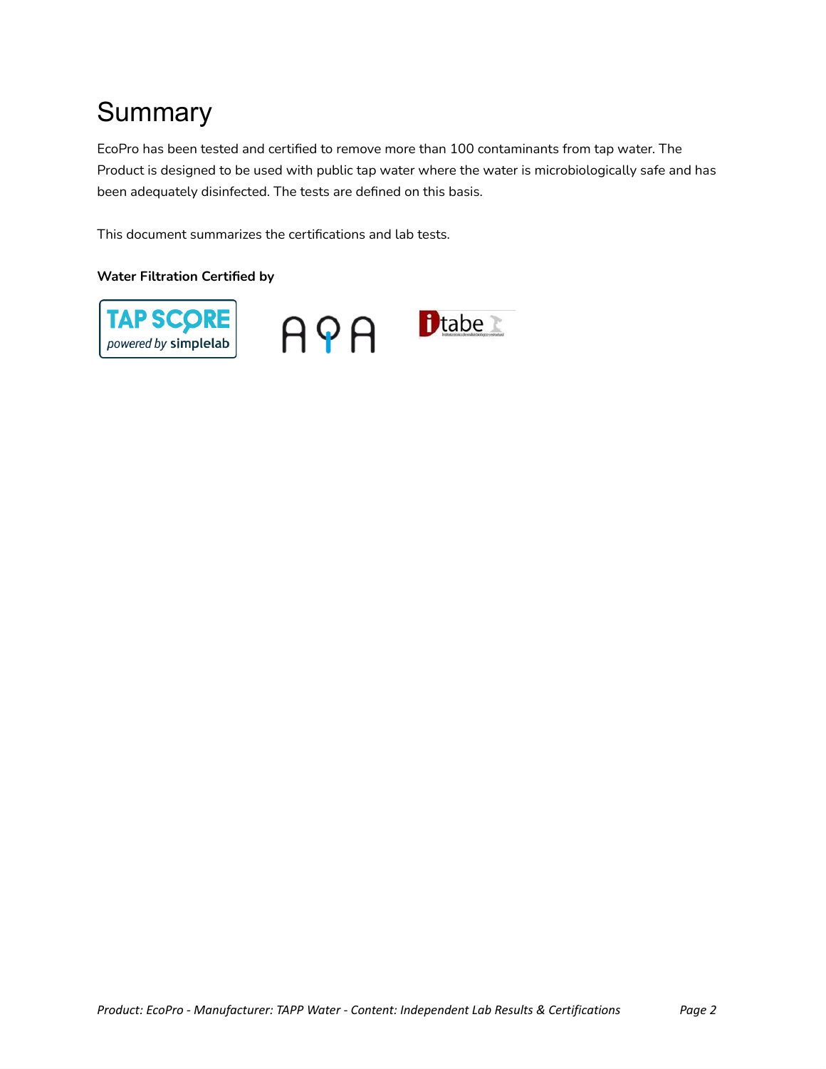# Summary

EcoPro has been tested and certified to remove more than 100 contaminants from tap water. The Product is designed to be used with public tap water where the water is microbiologically safe and has been adequately disinfected. The tests are defined on this basis.

This document summarizes the certifications and lab tests.

**Water Filtration Certified by**

TAP SCORE powered by simplelab

AQA

itabe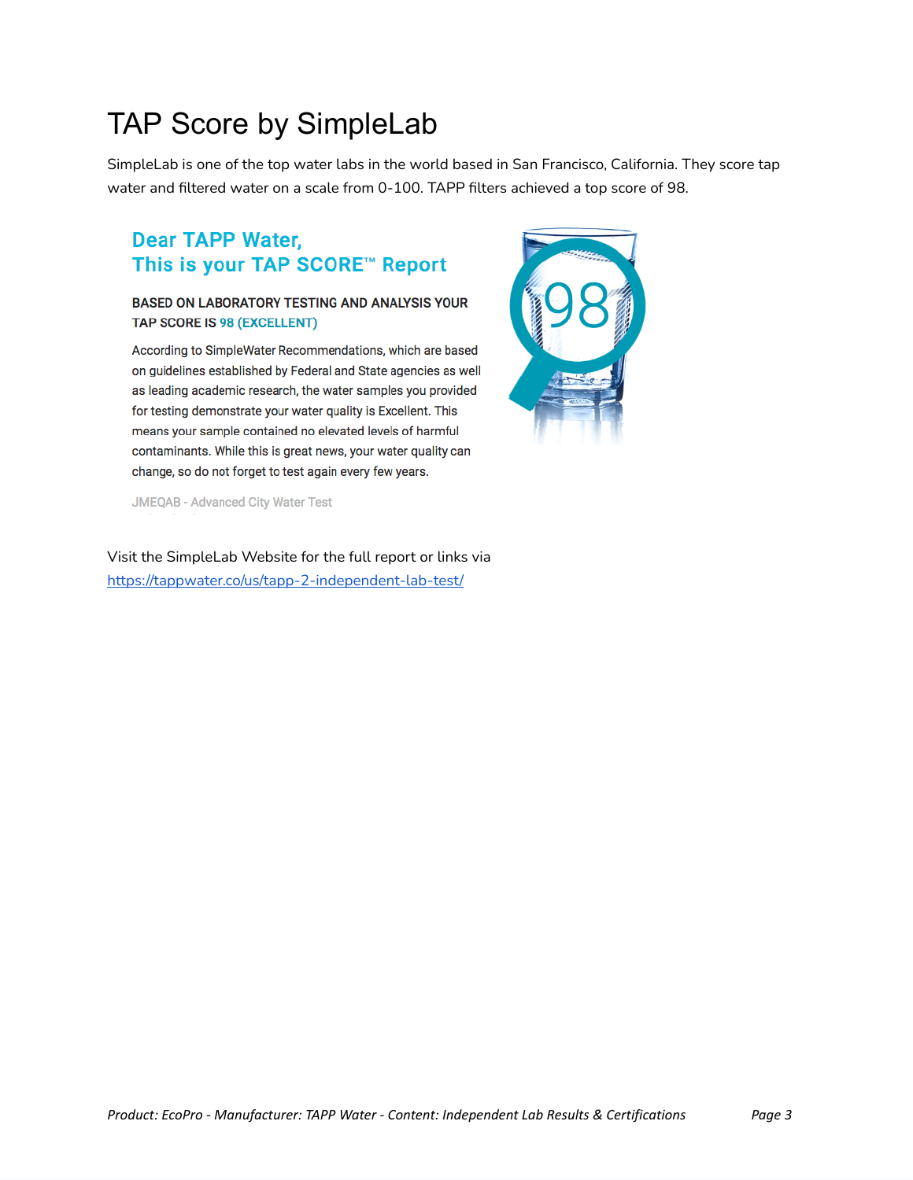# TAP Score by SimpleLab

SimpleLab is one of the top water labs in the world based in San Francisco, California. They score tap water and filtered water on a scale from 0-100. TAPP filters achieved a top score of 98.

## Dear TAPP Water,
## This is your TAP SCORE™ Report

**BASED ON LABORATORY TESTING AND ANALYSIS YOUR TAP SCORE IS 98 (EXCELLENT)**

According to SimpleWater Recommendations, which are based on guidelines established by Federal and State agencies as well as leading academic research, the water samples you provided for testing demonstrate your water quality is Excellent. This means your sample contained no elevated levels of harmful contaminants. While this is great news, your water quality can change, so do not forget to test again every few years.

JMEQAB - Advanced City Water Test

98

Visit the SimpleLab Website for the full report or links via [https://tappwater.co/us/tapp-2-independent-lab-test/](https://tappwater.co/us/tapp-2-independent-lab-test/)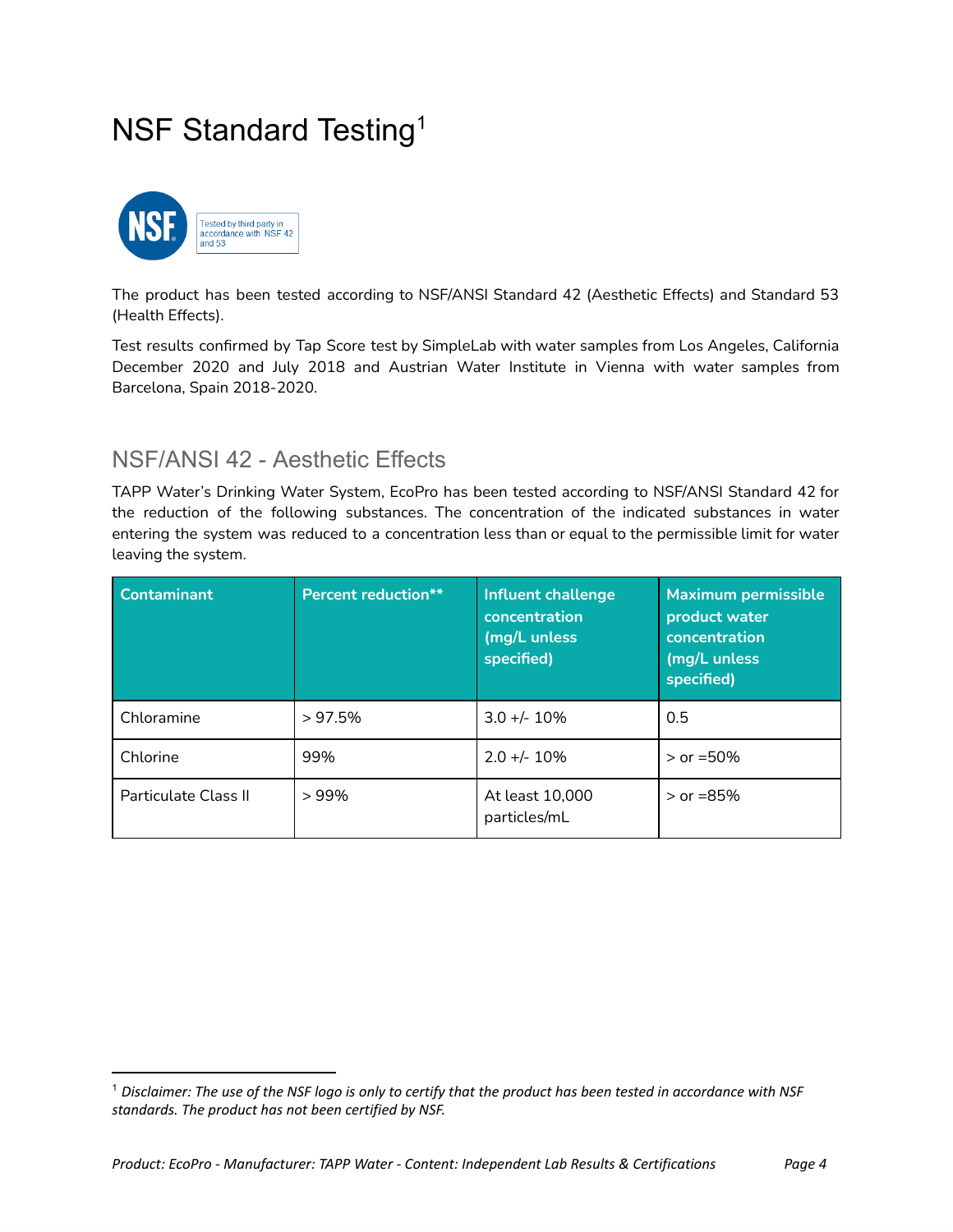# NSF Standard Testing[1]

Tested by third party in accordance with NSF 42 and 53

The product has been tested according to NSF/ANSI Standard 42 (Aesthetic Effects) and Standard 53 (Health Effects).

Test results confirmed by Tap Score test by SimpleLab with water samples from Los Angeles, California December 2020 and July 2018 and Austrian Water Institute in Vienna with water samples from Barcelona, Spain 2018-2020.

## NSF/ANSI 42 - Aesthetic Effects

TAPP Water's Drinking Water System, EcoPro has been tested according to NSF/ANSI Standard 42 for the reduction of the following substances. The concentration of the indicated substances in water entering the system was reduced to a concentration less than or equal to the permissible limit for water leaving the system.

| Contaminant | Percent reduction** | Influent challenge concentration (mg/L unless specified) | Maximum permissible product water concentration (mg/L unless specified) |
| --- | --- | --- | --- |
| Chloramine | > 97.5% | 3.0 +/- 10% | 0.5 |
| Chlorine | 99% | 2.0 +/- 10% | > or =50% |
| Particulate Class II | > 99% | At least 10,000 particles/mL | > or =85% |

[1] *Disclaimer: The use of the NSF logo is only to certify that the product has been tested in accordance with NSF standards. The product has not been certified by NSF.*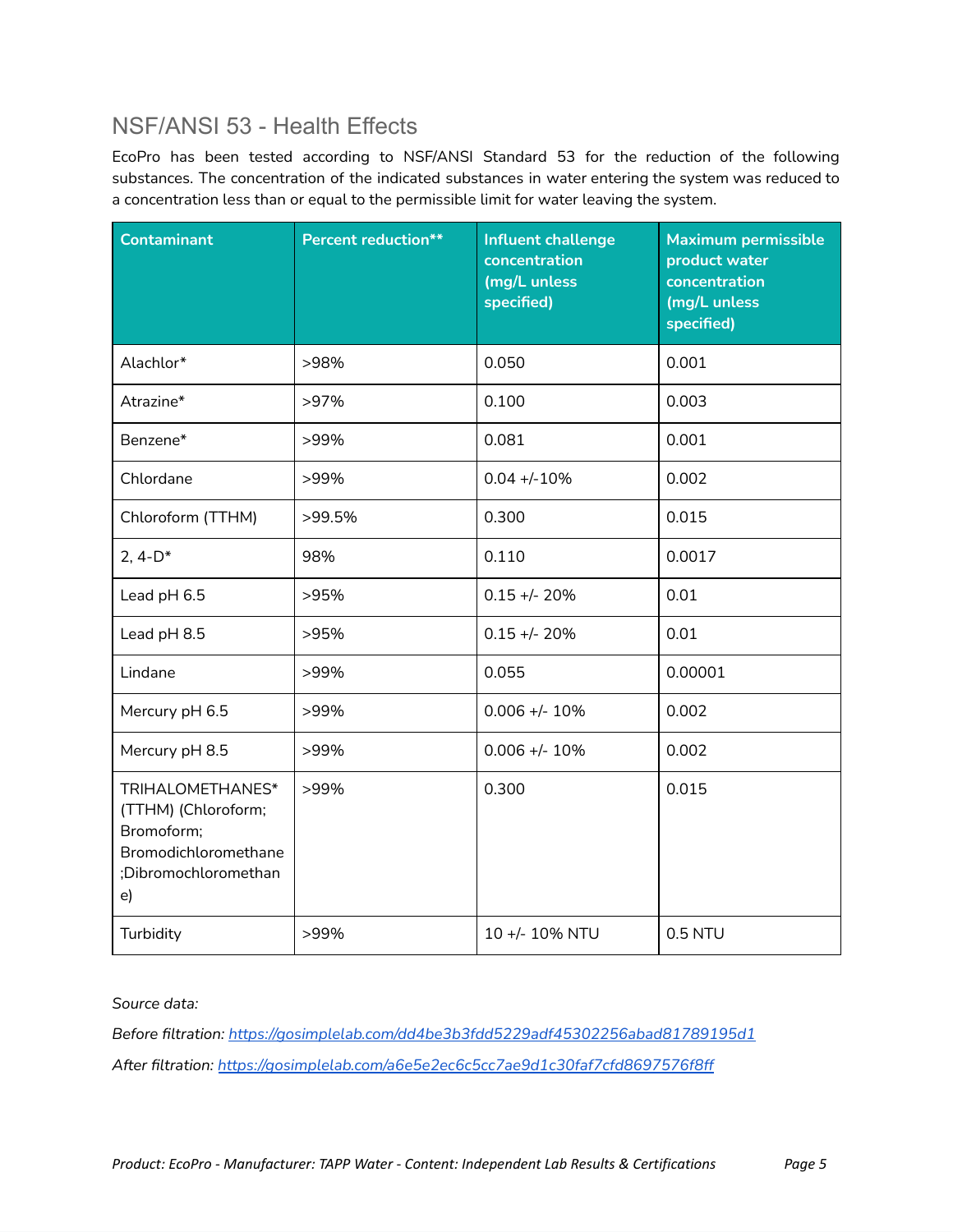## NSF/ANSI 53 - Health Effects

EcoPro has been tested according to NSF/ANSI Standard 53 for the reduction of the following substances. The concentration of the indicated substances in water entering the system was reduced to a concentration less than or equal to the permissible limit for water leaving the system.

| Contaminant | Percent reduction** | Influent challenge concentration (mg/L unless specified) | Maximum permissible product water concentration (mg/L unless specified) |
|---|---|---|---|
| Alachlor* | >98% | 0.050 | 0.001 |
| Atrazine* | >97% | 0.100 | 0.003 |
| Benzene* | >99% | 0.081 | 0.001 |
| Chlordane | >99% | 0.04 +/-10% | 0.002 |
| Chloroform (TTHM) | >99.5% | 0.300 | 0.015 |
| 2, 4-D* | 98% | 0.110 | 0.0017 |
| Lead pH 6.5 | >95% | 0.15 +/- 20% | 0.01 |
| Lead pH 8.5 | >95% | 0.15 +/- 20% | 0.01 |
| Lindane | >99% | 0.055 | 0.00001 |
| Mercury pH 6.5 | >99% | 0.006 +/- 10% | 0.002 |
| Mercury pH 8.5 | >99% | 0.006 +/- 10% | 0.002 |
| TRIHALOMETHANES* (TTHM) (Chloroform; Bromoform; Bromodichloromethane ;Dibromochloromethane) | >99% | 0.300 | 0.015 |
| Turbidity | >99% | 10 +/- 10% NTU | 0.5 NTU |

*Source data:*

*Before filtration: [https://gosimplelab.com/dd4be3b3fdd5229adf45302256abad81789195d1](https://gosimplelab.com/dd4be3b3fdd5229adf45302256abad81789195d1)*

*After filtration: [https://gosimplelab.com/a6e5e2ec6c5cc7ae9d1c30faf7cfd8697576f8ff](https://gosimplelab.com/a6e5e2ec6c5cc7ae9d1c30faf7cfd8697576f8ff)*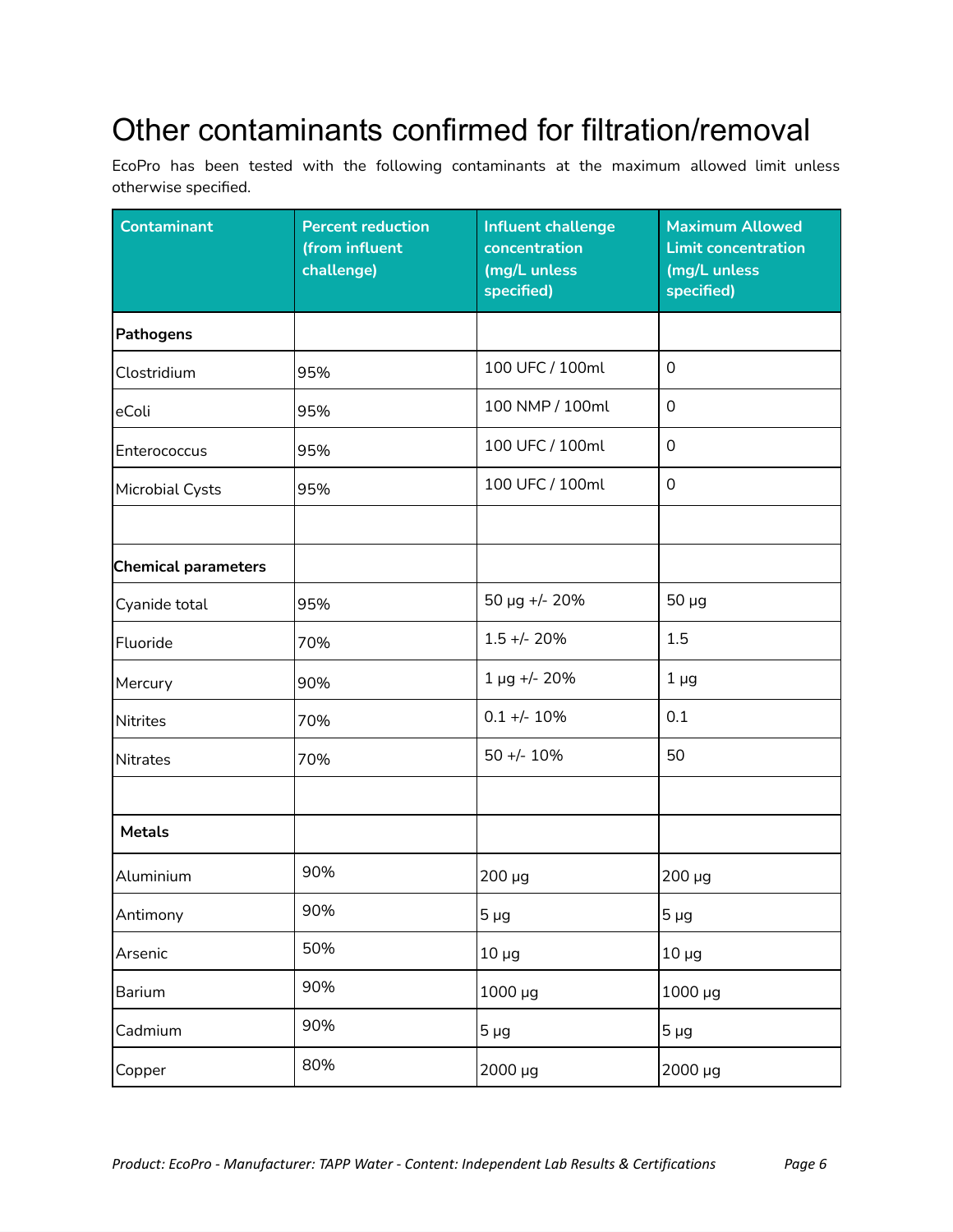# Other contaminants confirmed for filtration/removal

EcoPro has been tested with the following contaminants at the maximum allowed limit unless otherwise specified.

| Contaminant | Percent reduction (from influent challenge) | Influent challenge concentration (mg/L unless specified) | Maximum Allowed Limit concentration (mg/L unless specified) |
| --- | --- | --- | --- |
| **Pathogens** | | | |
| Clostridium | 95% | 100 UFC / 100ml | 0 |
| eColi | 95% | 100 NMP / 100ml | 0 |
| Enterococcus | 95% | 100 UFC / 100ml | 0 |
| Microbial Cysts | 95% | 100 UFC / 100ml | 0 |
| | | | |
| **Chemical parameters** | | | |
| Cyanide total | 95% | 50 µg +/- 20% | 50 µg |
| Fluoride | 70% | 1.5 +/- 20% | 1.5 |
| Mercury | 90% | 1 µg +/- 20% | 1 µg |
| Nitrites | 70% | 0.1 +/- 10% | 0.1 |
| Nitrates | 70% | 50 +/- 10% | 50 |
| | | | |
| **Metals** | | | |
| Aluminium | 90% | 200 µg | 200 µg |
| Antimony | 90% | 5 µg | 5 µg |
| Arsenic | 50% | 10 µg | 10 µg |
| Barium | 90% | 1000 µg | 1000 µg |
| Cadmium | 90% | 5 µg | 5 µg |
| Copper | 80% | 2000 µg | 2000 µg |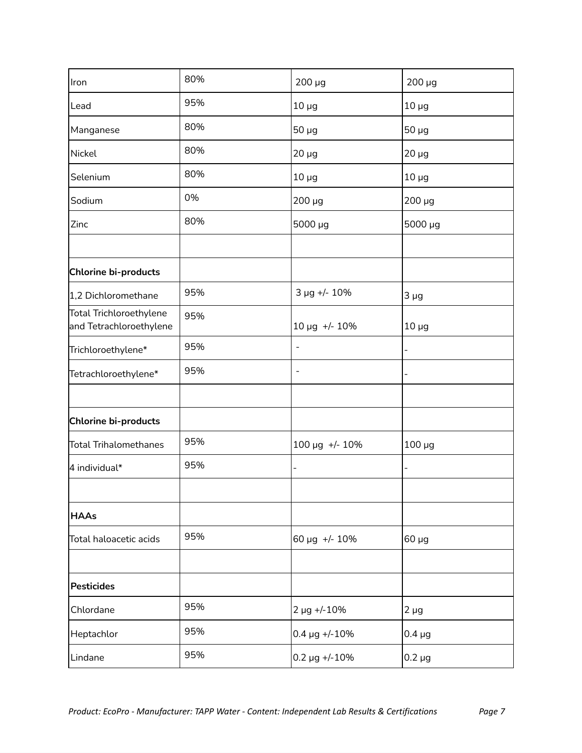| Iron | 80% | 200 µg | 200 µg |
|---|---|---|---|
| Lead | 95% | 10 µg | 10 µg |
| Manganese | 80% | 50 µg | 50 µg |
| Nickel | 80% | 20 µg | 20 µg |
| Selenium | 80% | 10 µg | 10 µg |
| Sodium | 0% | 200 µg | 200 µg |
| Zinc | 80% | 5000 µg | 5000 µg |
| | | | |
| **Chlorine bi-products** | | | |
| 1,2 Dichloromethane | 95% | 3 µg +/- 10% | 3 µg |
| Total Trichloroethylene and Tetrachloroethylene | 95% | 10 µg +/- 10% | 10 µg |
| Trichloroethylene* | 95% | - | - |
| Tetrachloroethylene* | 95% | - | - |
| | | | |
| **Chlorine bi-products** | | | |
| Total Trihalomethanes | 95% | 100 µg +/- 10% | 100 µg |
| 4 individual* | 95% | - | - |
| | | | |
| **HAAs** | | | |
| Total haloacetic acids | 95% | 60 µg +/- 10% | 60 µg |
| | | | |
| **Pesticides** | | | |
| Chlordane | 95% | 2 µg +/-10% | 2 µg |
| Heptachlor | 95% | 0.4 µg +/-10% | 0.4 µg |
| Lindane | 95% | 0.2 µg +/-10% | 0.2 µg |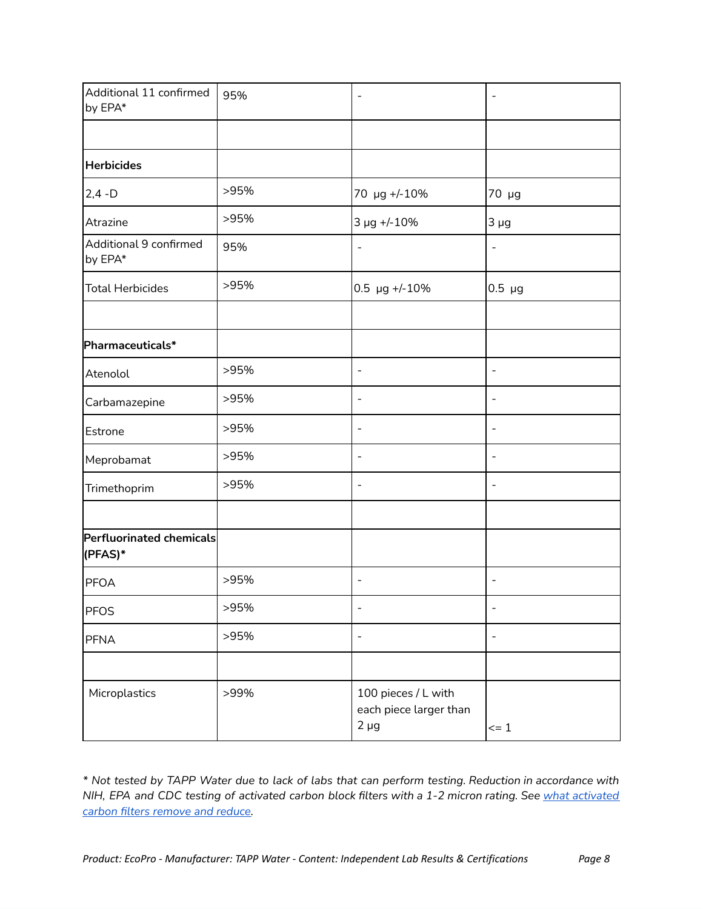| | | | |
|---|---|---|---|
| Additional 11 confirmed by EPA* | 95% | - | - |
| | | | |
| **Herbicides** | | | |
| 2,4 -D | >95% | 70 µg +/-10% | 70 µg |
| Atrazine | >95% | 3 µg +/-10% | 3 µg |
| Additional 9 confirmed by EPA* | 95% | - | - |
| Total Herbicides | >95% | 0.5 µg +/-10% | 0.5 µg |
| | | | |
| **Pharmaceuticals*** | | | |
| Atenolol | >95% | - | - |
| Carbamazepine | >95% | - | - |
| Estrone | >95% | - | - |
| Meprobamat | >95% | - | - |
| Trimethoprim | >95% | - | - |
| | | | |
| **Perfluorinated chemicals (PFAS)*** | | | |
| PFOA | >95% | - | - |
| PFOS | >95% | - | - |
| PFNA | >95% | - | - |
| | | | |
| Microplastics | >99% | 100 pieces / L with each piece larger than 2 µg | <= 1 |

*\* Not tested by TAPP Water due to lack of labs that can perform testing. Reduction in accordance with NIH, EPA and CDC testing of activated carbon block filters with a 1-2 micron rating. See [what activated carbon filters remove and reduce](#).*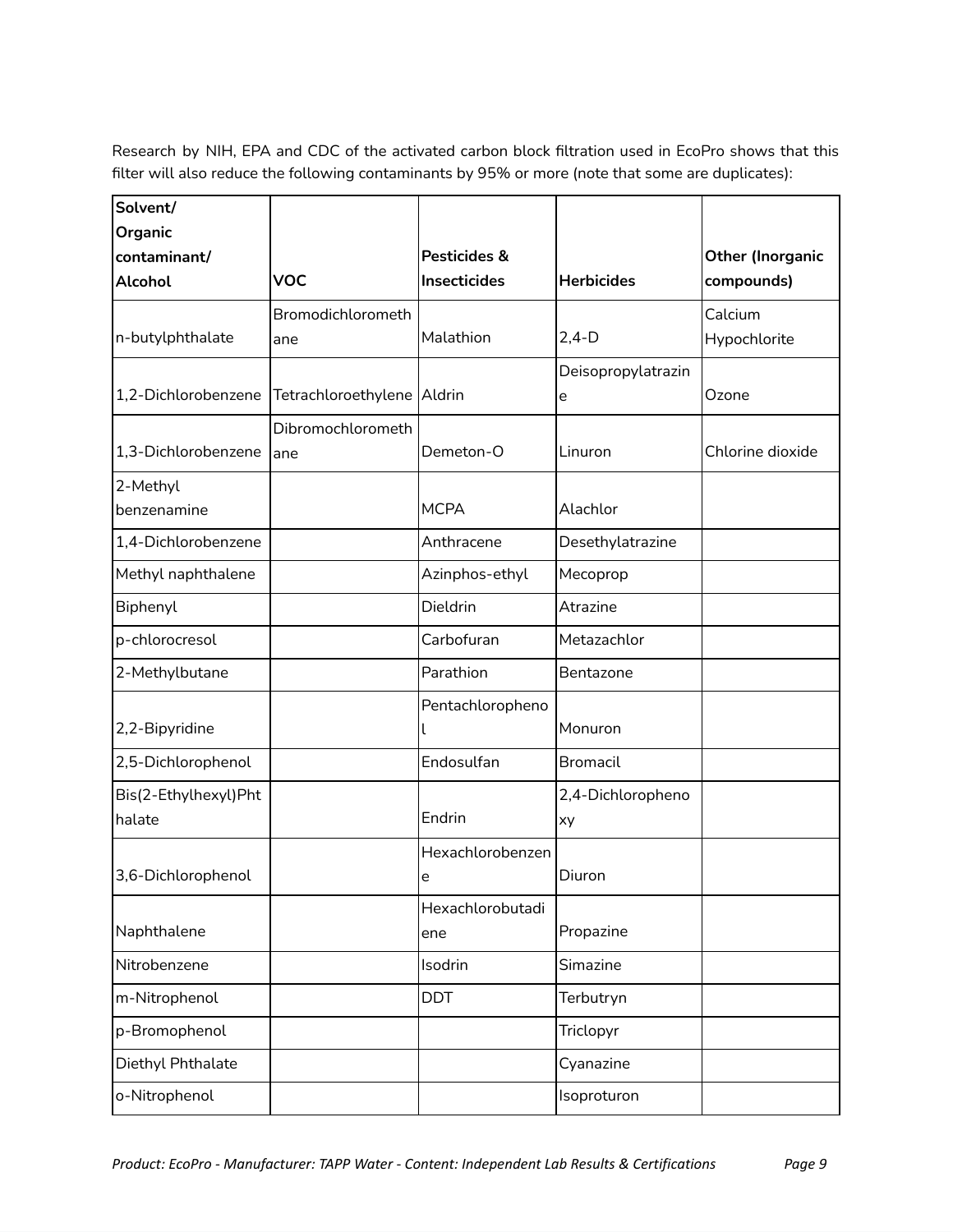Research by NIH, EPA and CDC of the activated carbon block filtration used in EcoPro shows that this filter will also reduce the following contaminants by 95% or more (note that some are duplicates):

| Solvent/ Organic contaminant/ Alcohol | VOC | Pesticides & Insecticides | Herbicides | Other (Inorganic compounds) |
|---|---|---|---|---|
| n-butylphthalate | Bromodichloromethane | Malathion | 2,4-D | Calcium Hypochlorite |
| 1,2-Dichlorobenzene | Tetrachloroethylene | Aldrin | Deisopropylatrazine | Ozone |
| 1,3-Dichlorobenzene | Dibromochloromethane | Demeton-O | Linuron | Chlorine dioxide |
| 2-Methyl benzenamine | | MCPA | Alachlor | |
| 1,4-Dichlorobenzene | | Anthracene | Desethylatrazine | |
| Methyl naphthalene | | Azinphos-ethyl | Mecoprop | |
| Biphenyl | | Dieldrin | Atrazine | |
| p-chlorocresol | | Carbofuran | Metazachlor | |
| 2-Methylbutane | | Parathion | Bentazone | |
| 2,2-Bipyridine | | Pentachlorophenol | Monuron | |
| 2,5-Dichlorophenol | | Endosulfan | Bromacil | |
| Bis(2-Ethylhexyl)Phthalate | | Endrin | 2,4-Dichlorophenoxy | |
| 3,6-Dichlorophenol | | Hexachlorobenzene | Diuron | |
| Naphthalene | | Hexachlorobutadiene | Propazine | |
| Nitrobenzene | | Isodrin | Simazine | |
| m-Nitrophenol | | DDT | Terbutryn | |
| p-Bromophenol | | | Triclopyr | |
| Diethyl Phthalate | | | Cyanazine | |
| o-Nitrophenol | | | Isoproturon | |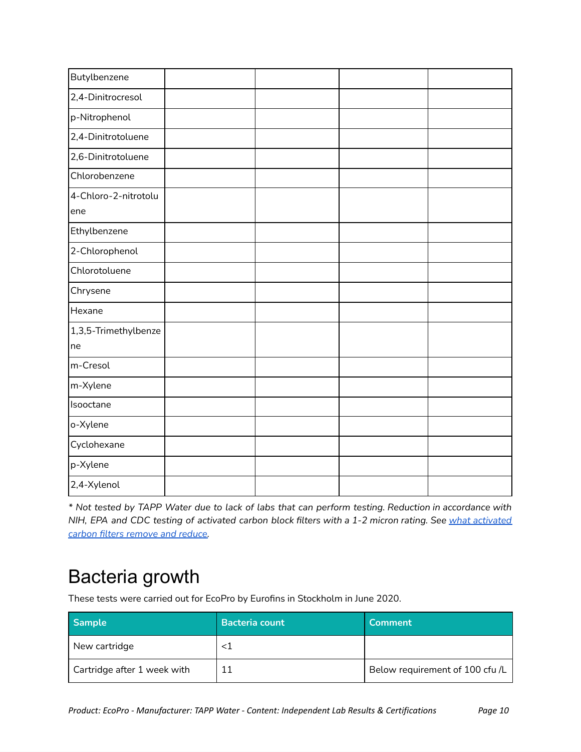| | | | | |
|---|---|---|---|---|
| Butylbenzene | | | | |
| 2,4-Dinitrocresol | | | | |
| p-Nitrophenol | | | | |
| 2,4-Dinitrotoluene | | | | |
| 2,6-Dinitrotoluene | | | | |
| Chlorobenzene | | | | |
| 4-Chloro-2-nitrotoluene | | | | |
| Ethylbenzene | | | | |
| 2-Chlorophenol | | | | |
| Chlorotoluene | | | | |
| Chrysene | | | | |
| Hexane | | | | |
| 1,3,5-Trimethylbenzene | | | | |
| m-Cresol | | | | |
| m-Xylene | | | | |
| Isooctane | | | | |
| o-Xylene | | | | |
| Cyclohexane | | | | |
| p-Xylene | | | | |
| 2,4-Xylenol | | | | |

*\* Not tested by TAPP Water due to lack of labs that can perform testing. Reduction in accordance with NIH, EPA and CDC testing of activated carbon block filters with a 1-2 micron rating. See [what activated carbon filters remove and reduce](what activated carbon filters remove and reduce).*

# Bacteria growth

These tests were carried out for EcoPro by Eurofins in Stockholm in June 2020.

| Sample | Bacteria count | Comment |
|---|---|---|
| New cartridge | <1 | |
| Cartridge after 1 week with | 11 | Below requirement of 100 cfu /L |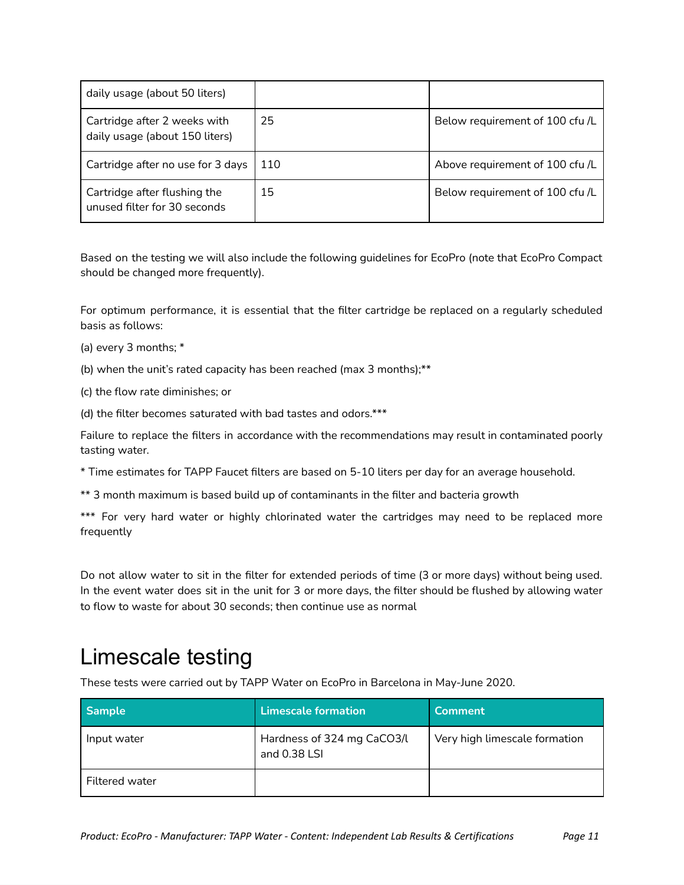| | | |
|---|---|---|
| daily usage (about 50 liters) | | |
| Cartridge after 2 weeks with daily usage (about 150 liters) | 25 | Below requirement of 100 cfu /L |
| Cartridge after no use for 3 days | 110 | Above requirement of 100 cfu /L |
| Cartridge after flushing the unused filter for 30 seconds | 15 | Below requirement of 100 cfu /L |

Based on the testing we will also include the following guidelines for EcoPro (note that EcoPro Compact should be changed more frequently).

For optimum performance, it is essential that the filter cartridge be replaced on a regularly scheduled basis as follows:

(a) every 3 months; *

(b) when the unit's rated capacity has been reached (max 3 months);**

(c) the flow rate diminishes; or

(d) the filter becomes saturated with bad tastes and odors.***

Failure to replace the filters in accordance with the recommendations may result in contaminated poorly tasting water.

* Time estimates for TAPP Faucet filters are based on 5-10 liters per day for an average household.

** 3 month maximum is based build up of contaminants in the filter and bacteria growth

*** For very hard water or highly chlorinated water the cartridges may need to be replaced more frequently

Do not allow water to sit in the filter for extended periods of time (3 or more days) without being used. In the event water does sit in the unit for 3 or more days, the filter should be flushed by allowing water to flow to waste for about 30 seconds; then continue use as normal

# Limescale testing

These tests were carried out by TAPP Water on EcoPro in Barcelona in May-June 2020.

| Sample | Limescale formation | Comment |
|---|---|---|
| Input water | Hardness of 324 mg $CaCO_3$/l and 0.38 LSI | Very high limescale formation |
| Filtered water | | |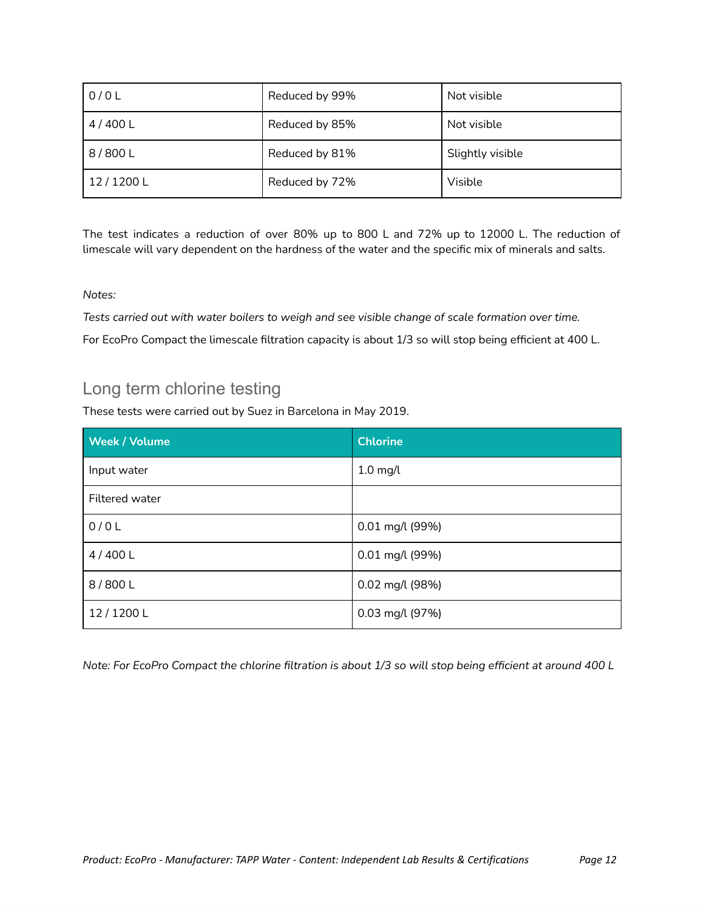| 0 / 0 L | Reduced by 99% | Not visible |
|---|---|---|
| 4 / 400 L | Reduced by 85% | Not visible |
| 8 / 800 L | Reduced by 81% | Slightly visible |
| 12 / 1200 L | Reduced by 72% | Visible |

The test indicates a reduction of over 80% up to 800 L and 72% up to 12000 L. The reduction of limescale will vary dependent on the hardness of the water and the specific mix of minerals and salts.

*Notes:*

*Tests carried out with water boilers to weigh and see visible change of scale formation over time.*

For EcoPro Compact the limescale filtration capacity is about 1/3 so will stop being efficient at 400 L.

## Long term chlorine testing

These tests were carried out by Suez in Barcelona in May 2019.

| Week / Volume | Chlorine |
|---|---|
| Input water | 1.0 mg/l |
| Filtered water | |
| 0 / 0 L | 0.01 mg/l (99%) |
| 4 / 400 L | 0.01 mg/l (99%) |
| 8 / 800 L | 0.02 mg/l (98%) |
| 12 / 1200 L | 0.03 mg/l (97%) |

*Note: For EcoPro Compact the chlorine filtration is about 1/3 so will stop being efficient at around 400 L*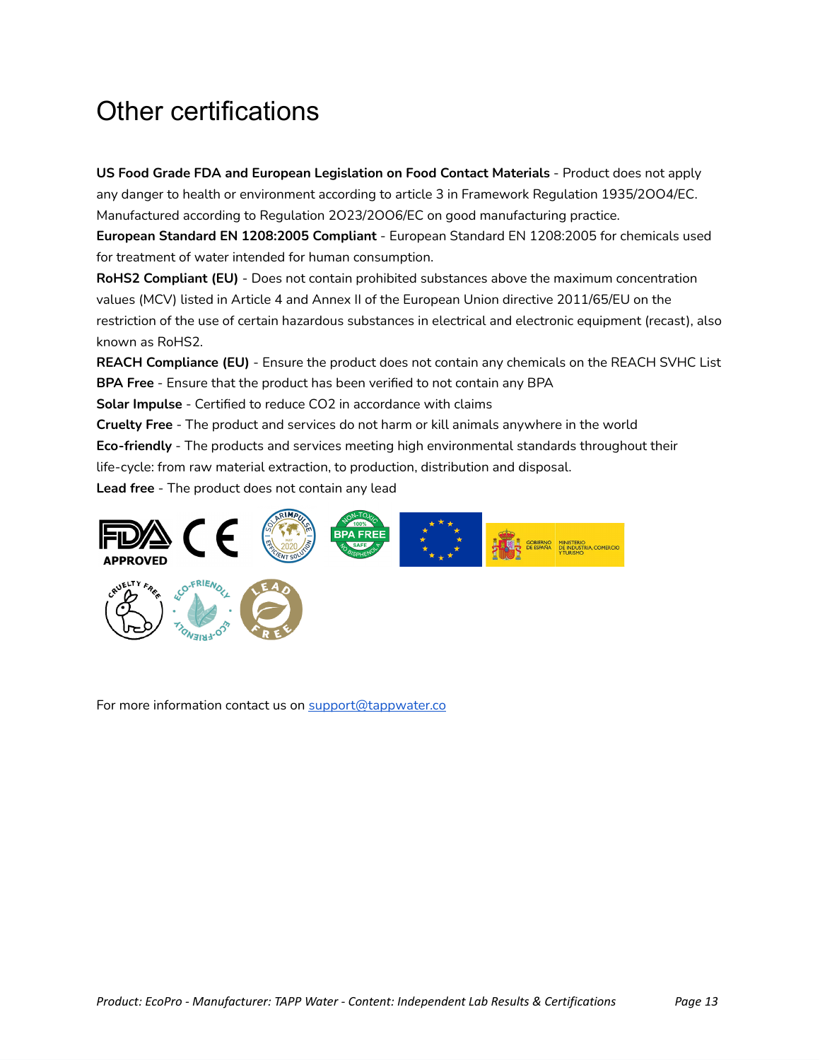# Other certifications

**US Food Grade FDA and European Legislation on Food Contact Materials** - Product does not apply any danger to health or environment according to article 3 in Framework Regulation 1935/2OO4/EC. Manufactured according to Regulation 2O23/2OO6/EC on good manufacturing practice.

**European Standard EN 1208:2005 Compliant** - European Standard EN 1208:2005 for chemicals used for treatment of water intended for human consumption.

**RoHS2 Compliant (EU)** - Does not contain prohibited substances above the maximum concentration values (MCV) listed in Article 4 and Annex II of the European Union directive 2011/65/EU on the restriction of the use of certain hazardous substances in electrical and electronic equipment (recast), also known as RoHS2.

**REACH Compliance (EU)** - Ensure the product does not contain any chemicals on the REACH SVHC List

**BPA Free** - Ensure that the product has been verified to not contain any BPA

**Solar Impulse** - Certified to reduce CO2 in accordance with claims

**Cruelty Free** - The product and services do not harm or kill animals anywhere in the world

**Eco-friendly** - The products and services meeting high environmental standards throughout their life-cycle: from raw material extraction, to production, distribution and disposal.

**Lead free** - The product does not contain any lead

For more information contact us on support@tappwater.co